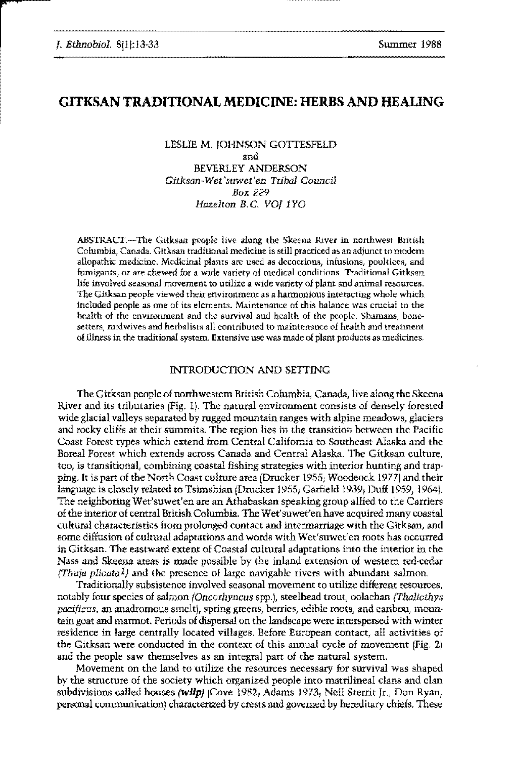# GITKSAN TRADITIONAL MEDICINE: HERBS AND HEALING

LESLIE M. JOHNSON GOTTESFELD
and
BEVERLEY ANDERSON
*Gitksan-Wet'suwet'en Tribal Council*
*Box 229*
*Hazelton B.C. V0J 1Y0*

ABSTRACT.—The Gitksan people live along the Skeena River in northwest British Columbia, Canada. Gitksan traditional medicine is still practiced as an adjunct to modern allopathic medicine. Medicinal plants are used as decoctions, infusions, poultices, and fumigants, or are chewed for a wide variety of medical conditions. Traditional Gitksan life involved seasonal movement to utilize a wide variety of plant and animal resources. The Gitksan people viewed their environment as a harmonious interacting whole which included people as one of its elements. Maintenance of this balance was crucial to the health of the environment and the survival and health of the people. Shamans, bone-setters, midwives and herbalists all contributed to maintenance of health and treatment of illness in the traditional system. Extensive use was made of plant products as medicines.

## INTRODUCTION AND SETTING

The Gitksan people of northwestern British Columbia, Canada, live along the Skeena River and its tributaries (Fig. 1). The natural environment consists of densely forested wide glacial valleys separated by rugged mountain ranges with alpine meadows, glaciers and rocky cliffs at their summits. The region lies in the transition between the Pacific Coast Forest types which extend from Central California to Southeast Alaska and the Boreal Forest which extends across Canada and Central Alaska. The Gitksan culture, too, is transitional, combining coastal fishing strategies with interior hunting and trapping. It is part of the North Coast culture area (Drucker 1955; Woodcock 1977) and their language is closely related to Tsimshian (Drucker 1955; Garfield 1939; Duff 1959, 1964). The neighboring Wet'suwet'en are an Athabaskan speaking group allied to the Carriers of the interior of central British Columbia. The Wet'suwet'en have acquired many coastal cultural characteristics from prolonged contact and intermarriage with the Gitksan, and some diffusion of cultural adaptations and words with Wet'suwet'en roots has occurred in Gitksan. The eastward extent of Coastal cultural adaptations into the interior in the Nass and Skeena areas is made possible by the inland extension of western red-cedar (*Thuja plicata*[1]) and the presence of large navigable rivers with abundant salmon.

Traditionally subsistence involved seasonal movement to utilize different resources, notably four species of salmon (*Oncorhyncus* spp.), steelhead trout, oolachan (*Thalicthys pacificus*, an anadromous smelt), spring greens, berries, edible roots, and caribou, mountain goat and marmot. Periods of dispersal on the landscape were interspersed with winter residence in large centrally located villages. Before European contact, all activities of the Gitksan were conducted in the context of this annual cycle of movement (Fig. 2) and the people saw themselves as an integral part of the natural system.

Movement on the land to utilize the resources necessary for survival was shaped by the structure of the society which organized people into matrilineal clans and clan subdivisions called houses (***wilp***) (Cove 1982; Adams 1973; Neil Sterrit Jr., Don Ryan, personal communication) characterized by crests and governed by hereditary chiefs. These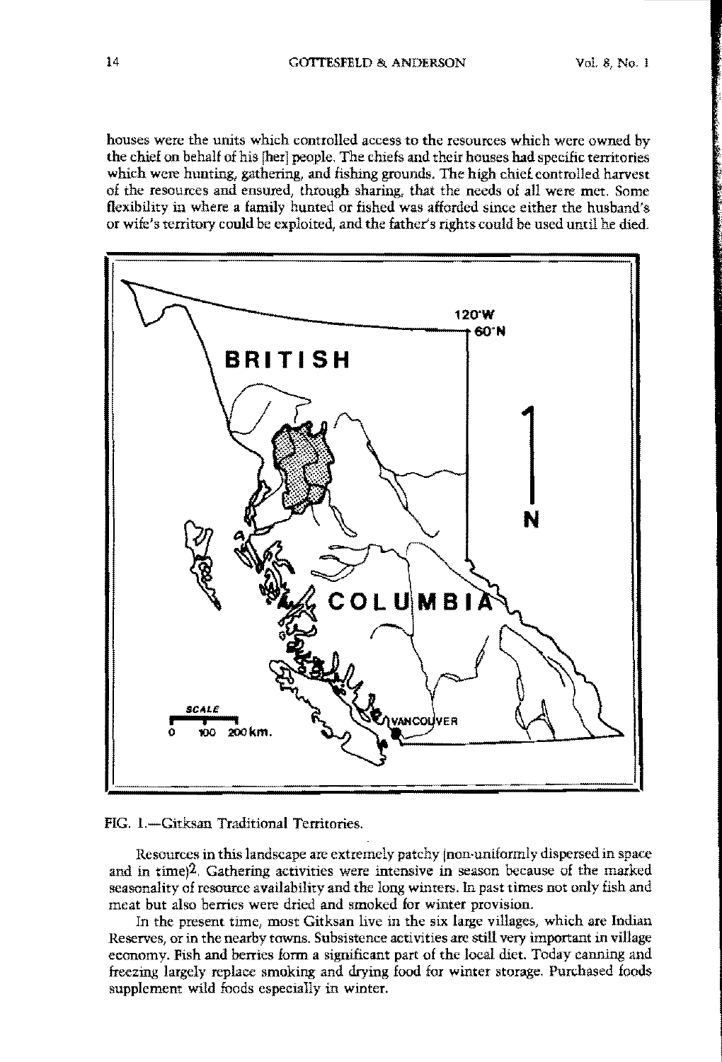houses were the units which controlled access to the resources which were owned by the chief on behalf of his [her] people. The chiefs and their houses had specific territories which were hunting, gathering, and fishing grounds. The high chief controlled harvest of the resources and ensured, through sharing, that the needs of all were met. Some flexibility in where a family hunted or fished was afforded since either the husband's or wife's territory could be exploited, and the father's rights could be used until he died.

120°W
60°N
BRITISH
COLUMBIA
N
SCALE
0 100 200 km.
VANCOUVER

FIG. 1.—Gitksan Traditional Territories.

Resources in this landscape are extremely patchy (non-uniformly dispersed in space and in time)[2]. Gathering activities were intensive in season because of the marked seasonality of resource availability and the long winters. In past times not only fish and meat but also berries were dried and smoked for winter provision.

In the present time, most Gitksan live in the six large villages, which are Indian Reserves, or in the nearby towns. Subsistence activities are still very important in village economy. Fish and berries form a significant part of the local diet. Today canning and freezing largely replace smoking and drying food for winter storage. Purchased foods supplement wild foods especially in winter.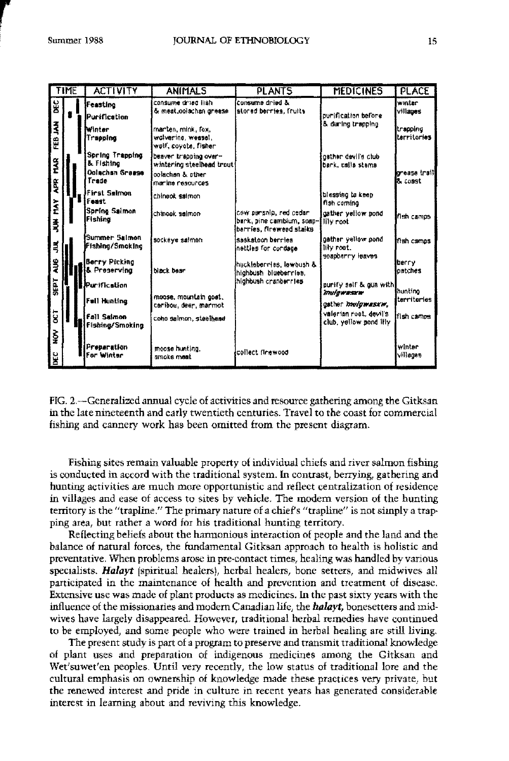| TIME | ACTIVITY | ANIMALS | PLANTS | MEDICINES | PLACE |
|---|---|---|---|---|---|
| DEC | Feasting | consume dried fish & meat, oolachan grease | consume dried & stored berries, fruits | | winter villages |
| | Purification | | | purification before & during trapping | |
| JAN FEB | Winter Trapping | marten, mink, fox, wolverine, weasel, wolf, coyote, fisher | | | trapping territories |
| MAR | Spring Trapping & Fishing | beaver trapping over-wintering steelhead trout | | gather devil's club bark, calla stems | |
| | Oolachan Grease Trade | oolachan & other marine resources | | | grease trail & coast |
| APR | First Salmon Feast | chinook salmon | | blessing to keep fish coming | |
| MAY JUN | Spring Salmon Fishing | chinook salmon | cow parsnip, red cedar bark, pine cambium, soap-berries, fireweed stalks | gather yellow pond lily root | fish camps |
| JUL | Summer Salmon Fishing/Smoking | sockeye salmon | saskatoon berries nettles for cordage | gather yellow pond lily root, soapberry leaves | fish camps |
| AUG | Berry Picking & Preserving | black bear | huckleberries, lowbush & highbush blueberries, highbush cranberries | | berry patches |
| SEPT | Purification | | | purify self & gun with *hmIgwasxw* | |
| | Fall Hunting | moose, mountain goat, caribou, deer, marmot | | gather *hmIgwasxw*, | hunting territories |
| OCT | Fall Salmon Fishing/Smoking | coho salmon, steelhead | | valerian root, devil's club, yellow pond lily | fish camps |
| NOV DEC | Preparation For Winter | moose hunting, smoke meat | collect firewood | | winter villages |

FIG. 2.—Generalized annual cycle of activities and resource gathering among the Gitksan in the late nineteenth and early twentieth centuries. Travel to the coast for commercial fishing and cannery work has been omitted from the present diagram.

Fishing sites remain valuable property of individual chiefs and river salmon fishing is conducted in accord with the traditional system. In contrast, berrying, gathering and hunting activities are much more opportunistic and reflect centralization of residence in villages and ease of access to sites by vehicle. The modern version of the hunting territory is the "trapline." The primary nature of a chief's "trapline" is not simply a trapping area, but rather a word for his traditional hunting territory.

Reflecting beliefs about the harmonious interaction of people and the land and the balance of natural forces, the fundamental Gitksan approach to health is holistic and preventative. When problems arose in pre-contact times, healing was handled by various specialists. ***Halayt*** (spiritual healers), herbal healers, bone setters, and midwives all participated in the maintenance of health and prevention and treatment of disease. Extensive use was made of plant products as medicines. In the past sixty years with the influence of the missionaries and modern Canadian life, the ***halayt***, bonesetters and midwives have largely disappeared. However, traditional herbal remedies have continued to be employed, and some people who were trained in herbal healing are still living.

The present study is part of a program to preserve and transmit traditional knowledge of plant uses and preparation of indigenous medicines among the Gitksan and Wet'suwet'en peoples. Until very recently, the low status of traditional lore and the cultural emphasis on ownership of knowledge made these practices very private, but the renewed interest and pride in culture in recent years has generated considerable interest in learning about and reviving this knowledge.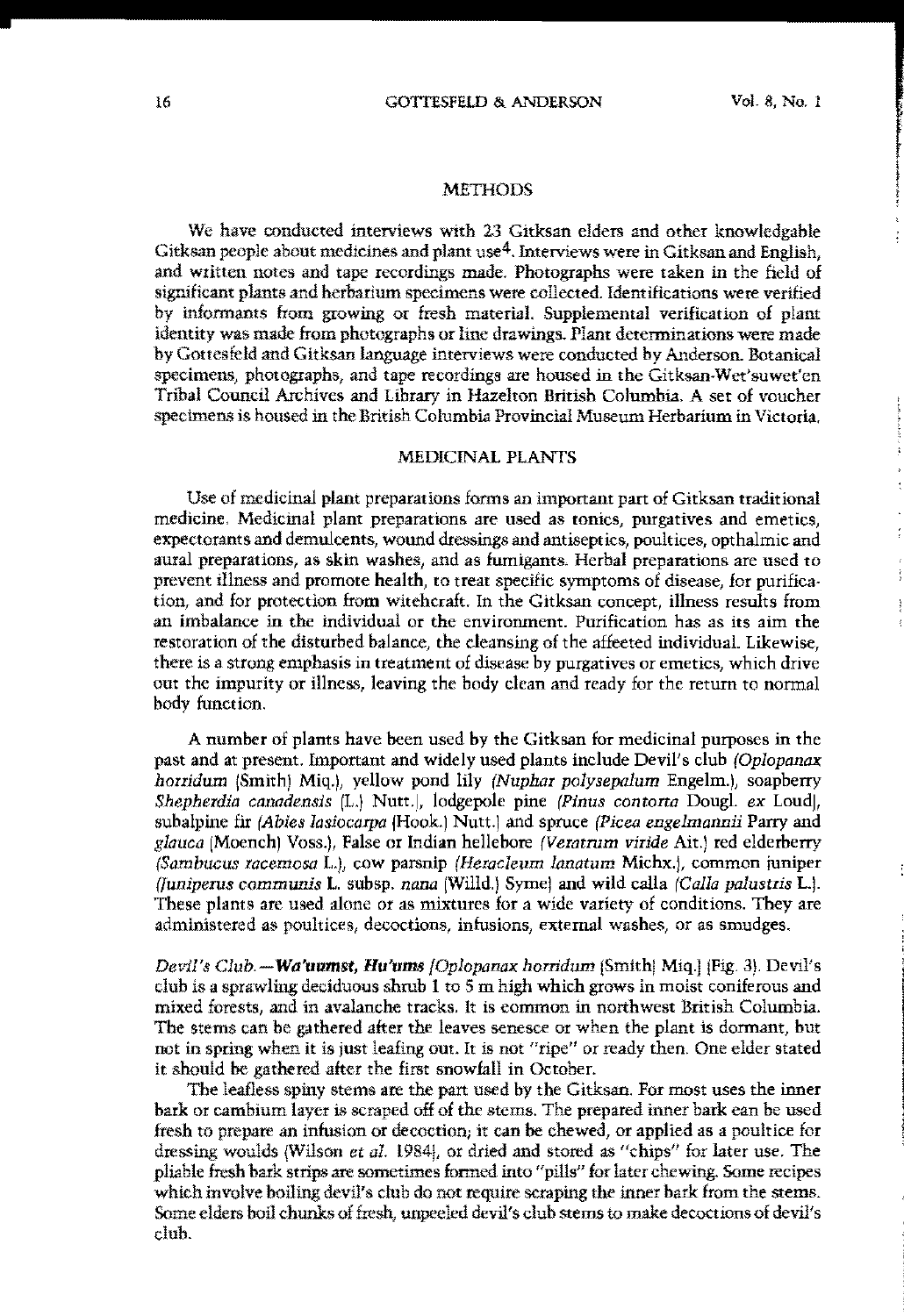## METHODS

We have conducted interviews with 23 Gitksan elders and other knowledgable Gitksan people about medicines and plant use[4]. Interviews were in Gitksan and English, and written notes and tape recordings made. Photographs were taken in the field of significant plants and herbarium specimens were collected. Identifications were verified by informants from growing or fresh material. Supplemental verification of plant identity was made from photographs or line drawings. Plant determinations were made by Gottesfeld and Gitksan language interviews were conducted by Anderson. Botanical specimens, photographs, and tape recordings are housed in the Gitksan-Wet'suwet'en Tribal Council Archives and Library in Hazelton British Columbia. A set of voucher specimens is housed in the British Columbia Provincial Museum Herbarium in Victoria.

## MEDICINAL PLANTS

Use of medicinal plant preparations forms an important part of Gitksan traditional medicine. Medicinal plant preparations are used as tonics, purgatives and emetics, expectorants and demulcents, wound dressings and antiseptics, poultices, opthalmic and aural preparations, as skin washes, and as fumigants. Herbal preparations are used to prevent illness and promote health, to treat specific symptoms of disease, for purification, and for protection from witchcraft. In the Gitksan concept, illness results from an imbalance in the individual or the environment. Purification has as its aim the restoration of the disturbed balance, the cleansing of the affected individual. Likewise, there is a strong emphasis in treatment of disease by purgatives or emetics, which drive out the impurity or illness, leaving the body clean and ready for the return to normal body function.

A number of plants have been used by the Gitksan for medicinal purposes in the past and at present. Important and widely used plants include Devil's club *(Oplopanax horridum* (Smith) Miq.), yellow pond lily *(Nuphar polysepalum* Engelm.), soapberry *Shepherdia canadensis* (L.) Nutt.), lodgepole pine *(Pinus contorta* Dougl. *ex* Loud), subalpine fir *(Abies lasiocarpa* (Hook.) Nutt.) and spruce *(Picea engelmannii* Parry and *glauca* (Moench) Voss.), False or Indian hellebore *(Veratrum viride* Ait.) red elderberry *(Sambucus racemosa* L.), cow parsnip *(Heracleum lanatum* Michx.), common juniper *(Juniperus communis* L. subsp. *nana* (Willd.) Syme) and wild calla *(Calla palustris* L.). These plants are used alone or as mixtures for a wide variety of conditions. They are administered as poultices, decoctions, infusions, external washes, or as smudges.

*Devil's Club.*—***Wa'umst, Hu'ums*** *[Oplopanax horridum* (Smith) Miq.] (Fig. 3). Devil's club is a sprawling deciduous shrub 1 to 5 m high which grows in moist coniferous and mixed forests, and in avalanche tracks. It is common in northwest British Columbia. The stems can be gathered after the leaves senesce or when the plant is dormant, but not in spring when it is just leafing out. It is not "ripe" or ready then. One elder stated it should be gathered after the first snowfall in October.

The leafless spiny stems are the part used by the Gitksan. For most uses the inner bark or cambium layer is scraped off of the stems. The prepared inner bark can be used fresh to prepare an infusion or decoction; it can be chewed, or applied as a poultice for dressing woulds (Wilson *et al.* 1984), or dried and stored as "chips" for later use. The pliable fresh bark strips are sometimes formed into "pills" for later chewing. Some recipes which involve boiling devil's club do not require scraping the inner bark from the stems. Some elders boil chunks of fresh, unpeeled devil's club stems to make decoctions of devil's club.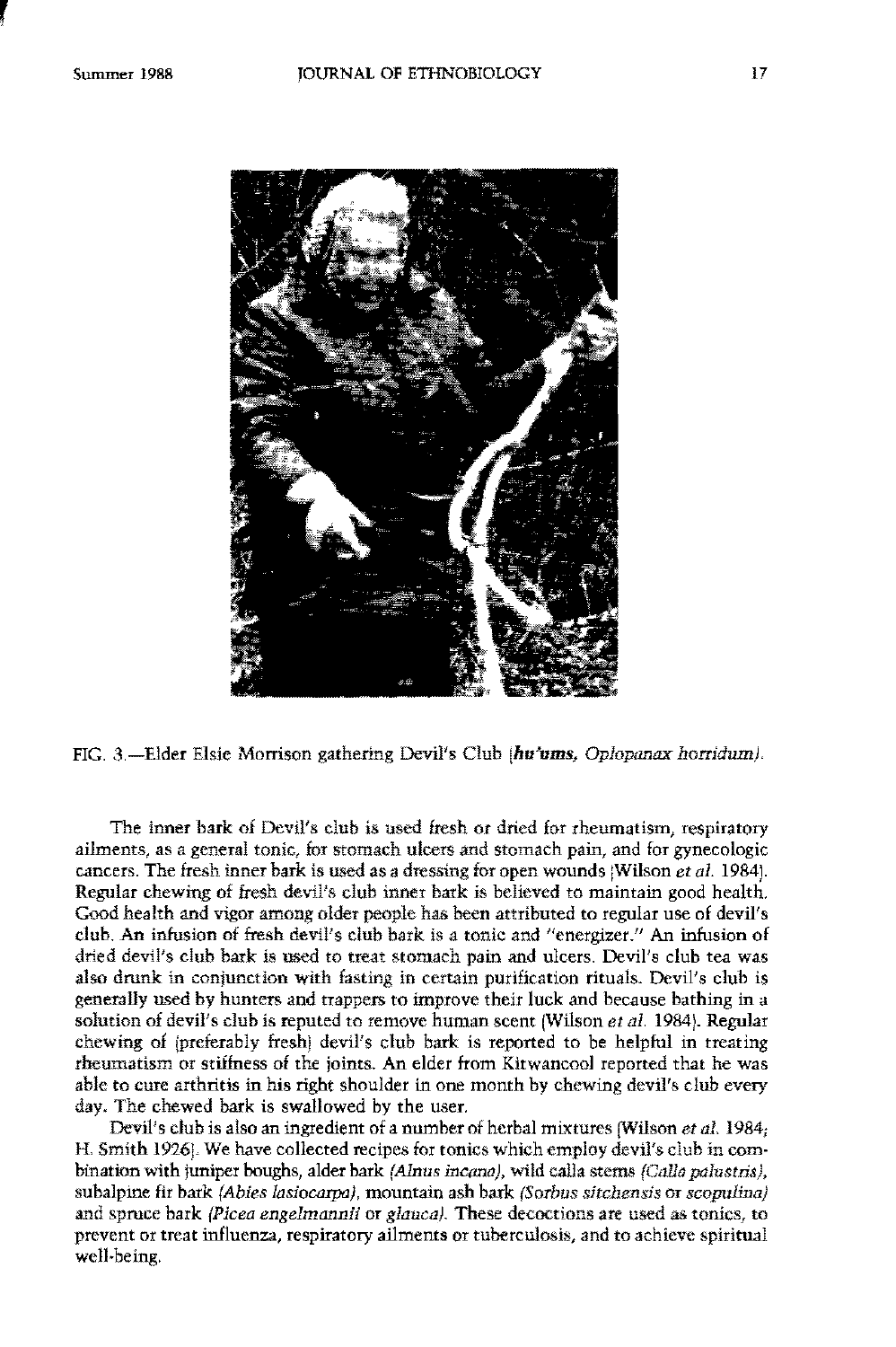FIG. 3.—Elder Elsie Morrison gathering Devil's Club (***hu'ums***, *Oplopanax horridum*).

The inner bark of Devil's club is used fresh or dried for rheumatism, respiratory ailments, as a general tonic, for stomach ulcers and stomach pain, and for gynecologic cancers. The fresh inner bark is used as a dressing for open wounds (Wilson *et al.* 1984). Regular chewing of fresh devil's club inner bark is believed to maintain good health. Good health and vigor among older people has been attributed to regular use of devil's club. An infusion of fresh devil's club bark is a tonic and "energizer." An infusion of dried devil's club bark is used to treat stomach pain and ulcers. Devil's club tea was also drunk in conjunction with fasting in certain purification rituals. Devil's club is generally used by hunters and trappers to improve their luck and because bathing in a solution of devil's club is reputed to remove human scent (Wilson *et al.* 1984). Regular chewing of (preferably fresh) devil's club bark is reported to be helpful in treating rheumatism or stiffness of the joints. An elder from Kitwancool reported that he was able to cure arthritis in his right shoulder in one month by chewing devil's club every day. The chewed bark is swallowed by the user.

Devil's club is also an ingredient of a number of herbal mixtures (Wilson *et al.* 1984; H. Smith 1926). We have collected recipes for tonics which employ devil's club in combination with juniper boughs, alder bark (*Alnus incana*), wild calla stems (*Calla palustris*), subalpine fir bark (*Abies lasiocarpa*), mountain ash bark (*Sorbus sitchensis* or *scopulina*) and spruce bark (*Picea engelmannii* or *glauca*). These decoctions are used as tonics, to prevent or treat influenza, respiratory ailments or tuberculosis, and to achieve spiritual well-being.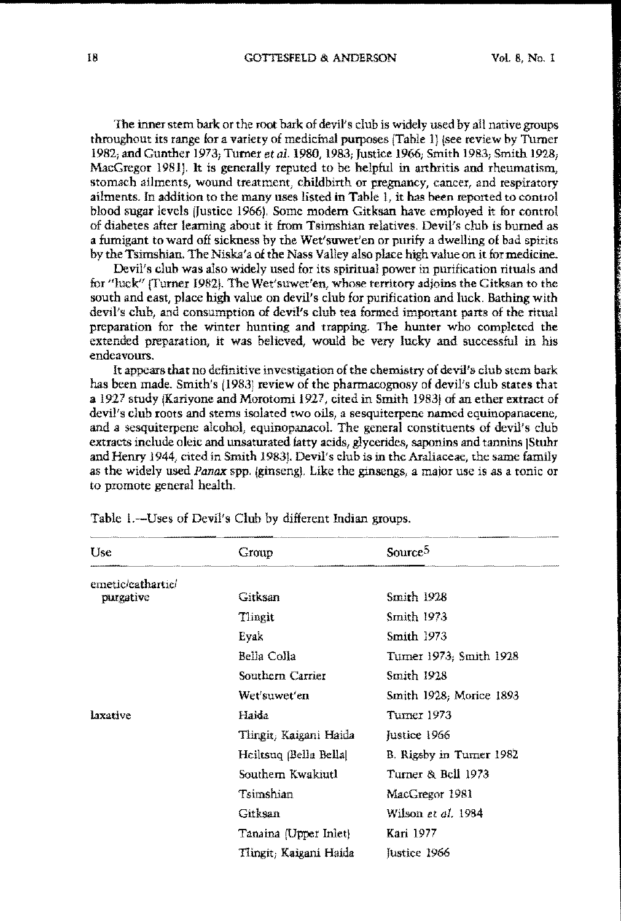The inner stem bark or the root bark of devil's club is widely used by all native groups throughout its range for a variety of medicinal purposes (Table 1) (see review by Turner 1982; and Gunther 1973; Turner *et al.* 1980, 1983; Justice 1966; Smith 1983; Smith 1928; MacGregor 1981). It is generally reputed to be helpful in arthritis and rheumatism, stomach ailments, wound treatment, childbirth or pregnancy, cancer, and respiratory ailments. In addition to the many uses listed in Table 1, it has been reported to control blood sugar levels (Justice 1966). Some modern Gitksan have employed it for control of diabetes after learning about it from Tsimshian relatives. Devil's club is burned as a fumigant to ward off sickness by the Wet'suwet'en or purify a dwelling of bad spirits by the Tsimshian. The Niska'a of the Nass Valley also place high value on it for medicine.

Devil's club was also widely used for its spiritual power in purification rituals and for "luck" (Turner 1982). The Wet'suwet'en, whose territory adjoins the Gitksan to the south and east, place high value on devil's club for purification and luck. Bathing with devil's club, and consumption of devil's club tea formed important parts of the ritual preparation for the winter hunting and trapping. The hunter who completed the extended preparation, it was believed, would be very lucky and successful in his endeavours.

It appears that no definitive investigation of the chemistry of devil's club stem bark has been made. Smith's (1983) review of the pharmacognosy of devil's club states that a 1927 study (Kariyone and Morotomi 1927, cited in Smith 1983) of an ether extract of devil's club roots and stems isolated two oils, a sesquiterpene named equinopanacene, and a sesquiterpene alcohol, equinopanacol. The general constituents of devil's club extracts include oleic and unsaturated fatty acids, glycerides, saponins and tannins (Stuhr and Henry 1944, cited in Smith 1983). Devil's club is in the Araliaceae, the same family as the widely used *Panax* spp. (ginseng). Like the ginsengs, a major use is as a tonic or to promote general health.

Table 1.—Uses of Devil's Club by different Indian groups.

| Use | Group | Source[5] |
|---|---|---|
| emetic/cathartic/ purgative | Gitksan | Smith 1928 |
| | Tlingit | Smith 1973 |
| | Eyak | Smith 1973 |
| | Bella Colla | Turner 1973; Smith 1928 |
| | Southern Carrier | Smith 1928 |
| | Wet'suwet'en | Smith 1928; Morice 1893 |
| laxative | Haida | Turner 1973 |
| | Tlingit; Kaigani Haida | Justice 1966 |
| | Heiltsuq (Bella Bella) | B. Rigsby in Turner 1982 |
| | Southern Kwakiutl | Turner & Bell 1973 |
| | Tsimshian | MacGregor 1981 |
| | Gitksan | Wilson *et al.* 1984 |
| | Tanaina (Upper Inlet) | Kari 1977 |
| | Tlingit; Kaigani Haida | Justice 1966 |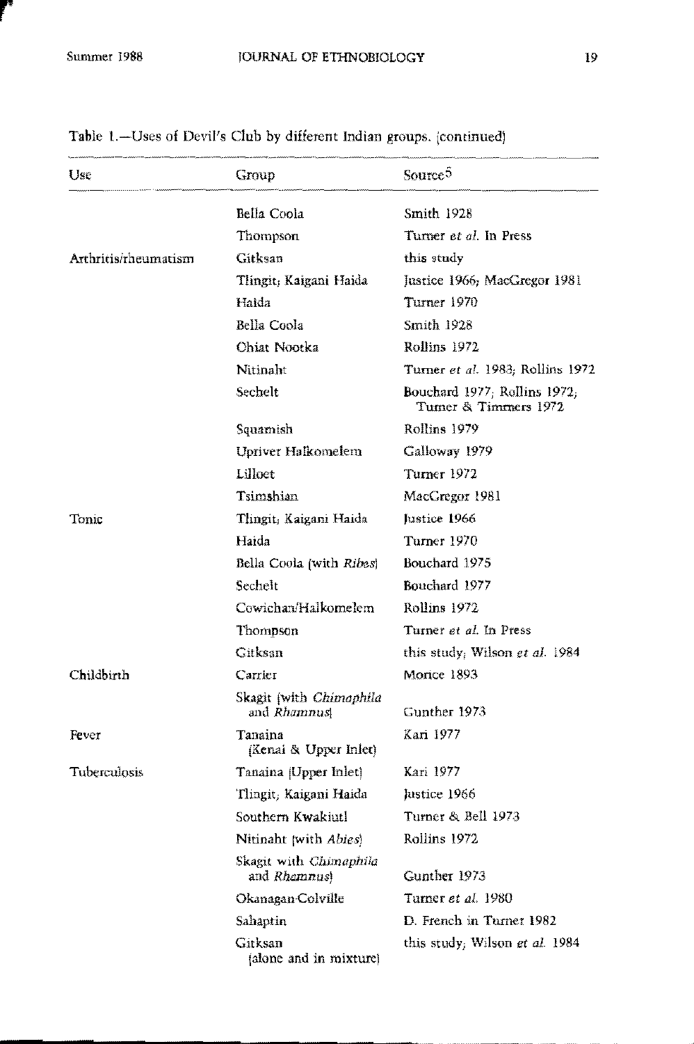Table 1.—Uses of Devil's Club by different Indian groups. (continued)

| Use | Group | Source[5] |
|---|---|---|
| | Bella Coola | Smith 1928 |
| | Thompson | Turner *et al.* In Press |
| Arthritis/rheumatism | Gitksan | this study |
| | Tlingit; Kaigani Haida | Justice 1966; MacGregor 1981 |
| | Haida | Turner 1970 |
| | Bella Coola | Smith 1928 |
| | Ohiat Nootka | Rollins 1972 |
| | Nitinaht | Turner *et al.* 1983; Rollins 1972 |
| | Sechelt | Bouchard 1977; Rollins 1972; Turner & Timmers 1972 |
| | Squamish | Rollins 1979 |
| | Upriver Halkomelem | Galloway 1979 |
| | Lilloet | Turner 1972 |
| | Tsimshian | MacGregor 1981 |
| Tonic | Tlingit; Kaigani Haida | Justice 1966 |
| | Haida | Turner 1970 |
| | Bella Coola (with *Ribes*) | Bouchard 1975 |
| | Sechelt | Bouchard 1977 |
| | Cowichan/Halkomelem | Rollins 1972 |
| | Thompson | Turner *et al.* In Press |
| | Gitksan | this study; Wilson *et al.* 1984 |
| Childbirth | Carrier | Morice 1893 |
| | Skagit (with *Chimaphila* and *Rhamnus*) | Gunther 1973 |
| Fever | Tanaina (Kenai & Upper Inlet) | Kari 1977 |
| Tuberculosis | Tanaina (Upper Inlet) | Kari 1977 |
| | Tlingit; Kaigani Haida | Justice 1966 |
| | Southern Kwakiutl | Turner & Bell 1973 |
| | Nitinaht (with *Abies*) | Rollins 1972 |
| | Skagit with *Chimaphila* and *Rhamnus*) | Gunther 1973 |
| | Okanagan-Colville | Turner *et al.* 1980 |
| | Sahaptin | D. French in Turner 1982 |
| | Gitksan (alone and in mixture) | this study; Wilson *et al.* 1984 |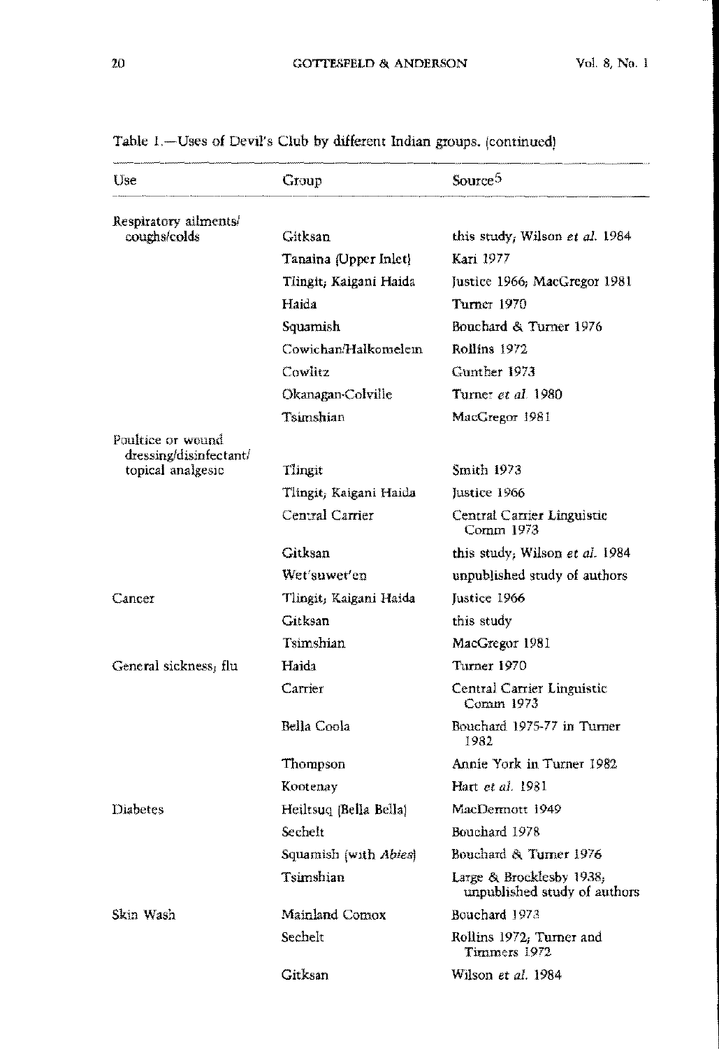Table 1.—Uses of Devil's Club by different Indian groups. (continued)

| Use | Group | Source[5] |
|---|---|---|
| Respiratory ailments/ coughs/colds | Gitksan | this study; Wilson *et al.* 1984 |
| | Tanaina (Upper Inlet) | Kari 1977 |
| | Tlingit; Kaigani Haida | Justice 1966; MacGregor 1981 |
| | Haida | Turner 1970 |
| | Squamish | Bouchard & Turner 1976 |
| | Cowichan/Halkomelem | Rollins 1972 |
| | Cowlitz | Gunther 1973 |
| | Okanagan-Colville | Turner *et al.* 1980 |
| | Tsimshian | MacGregor 1981 |
| Poultice or wound dressing/disinfectant/ topical analgesic | Tlingit | Smith 1973 |
| | Tlingit; Kaigani Haida | Justice 1966 |
| | Central Carrier | Central Carrier Linguistic Comm 1973 |
| | Gitksan | this study; Wilson *et al.* 1984 |
| | Wet'suwet'en | unpublished study of authors |
| Cancer | Tlingit; Kaigani Haida | Justice 1966 |
| | Gitksan | this study |
| | Tsimshian | MacGregor 1981 |
| General sickness; flu | Haida | Turner 1970 |
| | Carrier | Central Carrier Linguistic Comm 1973 |
| | Bella Coola | Bouchard 1975-77 in Turner 1982 |
| | Thompson | Annie York in Turner 1982 |
| | Kootenay | Hart *et al.* 1981 |
| Diabetes | Heiltsuq (Bella Bella) | MacDermott 1949 |
| | Sechelt | Bouchard 1978 |
| | Squamish (with *Abies*) | Bouchard & Turner 1976 |
| | Tsimshian | Large & Brocklesby 1938; unpublished study of authors |
| Skin Wash | Mainland Comox | Bouchard 1973 |
| | Sechelt | Rollins 1972; Turner and Timmers 1972 |
| | Gitksan | Wilson *et al.* 1984 |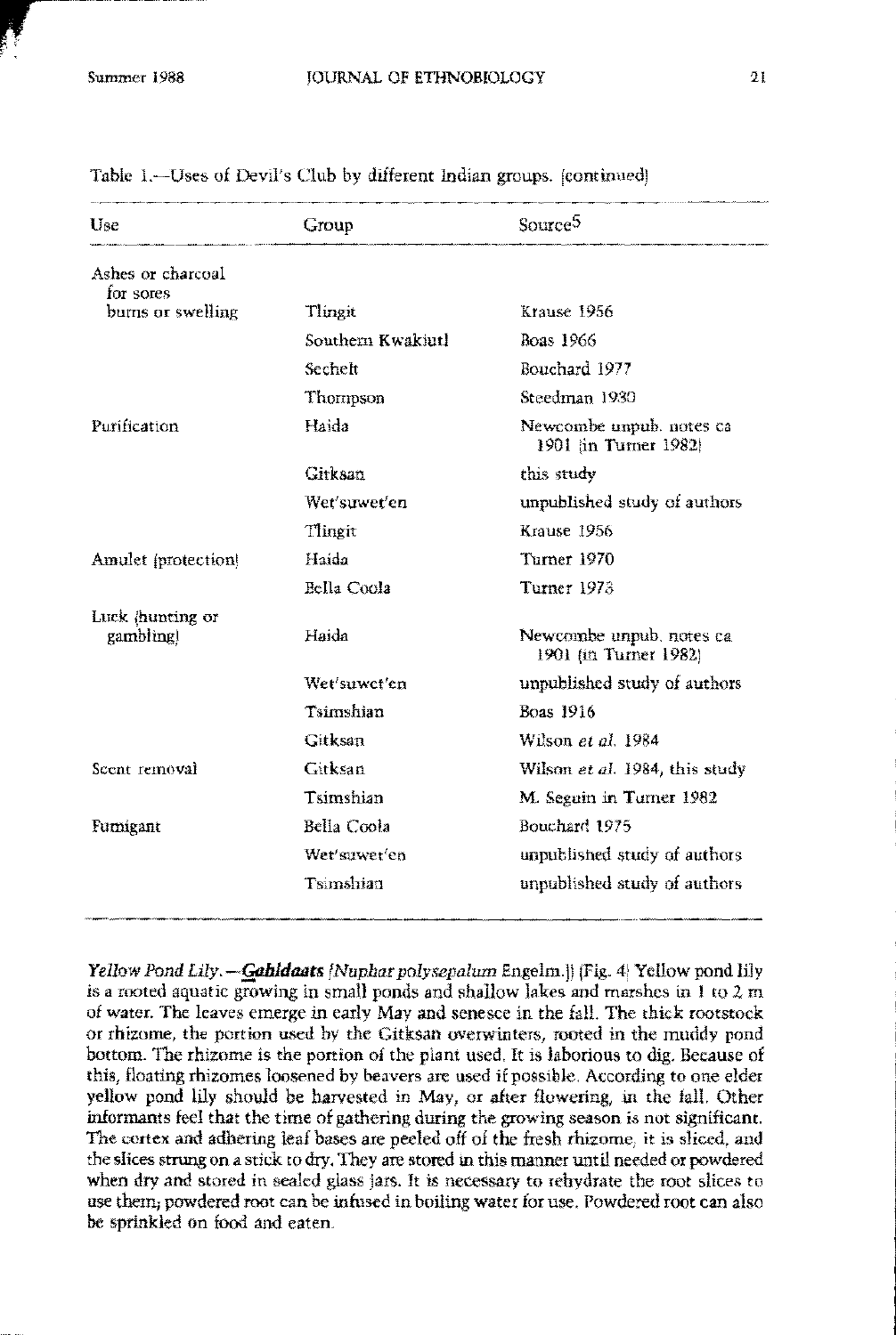Table 1.—Uses of Devil's Club by different Indian groups. (continued)

| Use | Group | Source[5] |
|---|---|---|
| Ashes or charcoal for sores burns or swelling | Tlingit | Krause 1956 |
| | Southern Kwakiutl | Boas 1966 |
| | Sechelt | Bouchard 1977 |
| | Thompson | Steedman 1930 |
| Purification | Haida | Newcombe unpub. notes ca 1901 (in Turner 1982) |
| | Gitksan | this study |
| | Wet'suwet'en | unpublished study of authors |
| | Tlingit | Krause 1956 |
| Amulet (protection) | Haida | Turner 1970 |
| | Bella Coola | Turner 1973 |
| Luck (hunting or gambling) | Haida | Newcombe unpub. notes ca 1901 (in Turner 1982) |
| | Wet'suwet'en | unpublished study of authors |
| | Tsimshian | Boas 1916 |
| | Gitksan | Wilson *et al.* 1984 |
| Scent removal | Gitksan | Wilson *et al.* 1984, this study |
| | Tsimshian | M. Seguin in Turner 1982 |
| Fumigant | Bella Coola | Bouchard 1975 |
| | Wet'suwet'en | unpublished study of authors |
| | Tsimshian | unpublished study of authors |

*Yellow Pond Lily.*—***Gahldaats*** *(Nuphar polysepalum* Engelm.)) (Fig. 4) Yellow pond lily is a rooted aquatic growing in small ponds and shallow lakes and marshes in 1 to 2 m of water. The leaves emerge in early May and senesce in the fall. The thick rootstock or rhizome, the portion used by the Gitksan overwinters, rooted in the muddy pond bottom. The rhizome is the portion of the plant used. It is laborious to dig. Because of this, floating rhizomes loosened by beavers are used if possible. According to one elder yellow pond lily should be harvested in May, or after flowering, in the fall. Other informants feel that the time of gathering during the growing season is not significant. The cortex and adhering leaf bases are peeled off of the fresh rhizome, it is sliced, and the slices strung on a stick to dry. They are stored in this manner until needed or powdered when dry and stored in sealed glass jars. It is necessary to rehydrate the root slices to use them; powdered root can be infused in boiling water for use. Powdered root can also be sprinkled on food and eaten.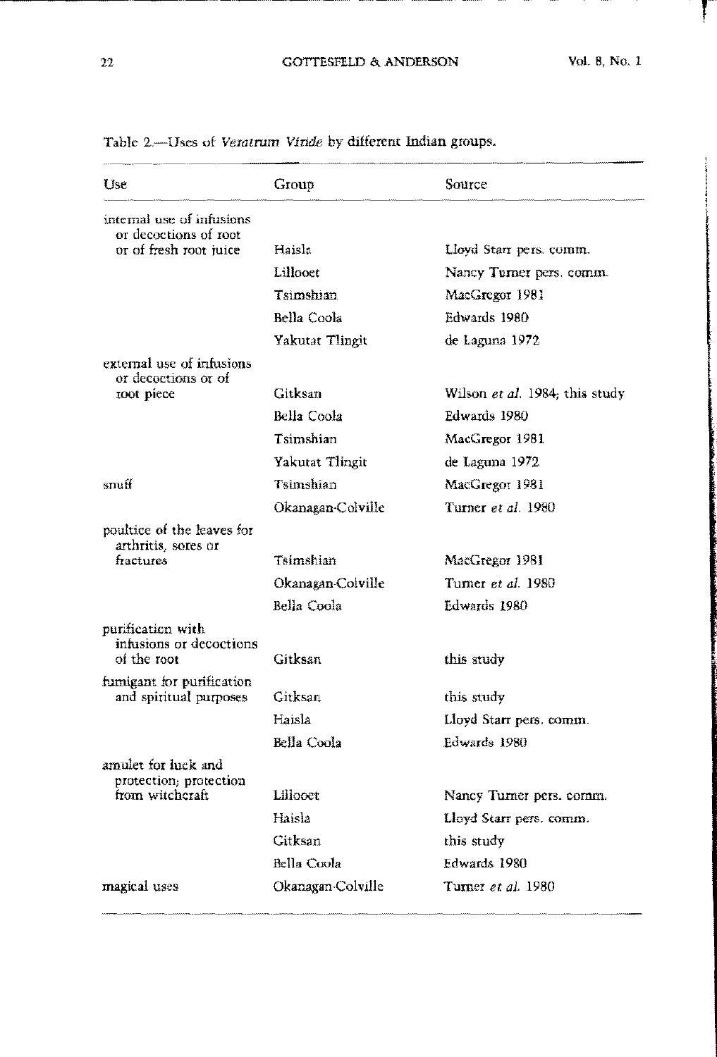Table 2.—Uses of *Veratrum Viride* by different Indian groups.

| Use | Group | Source |
|---|---|---|
| internal use of infusions or decoctions of root or of fresh root juice | Haisla | Lloyd Starr pers. comm. |
| | Lillooet | Nancy Turner pers. comm. |
| | Tsimshian | MacGregor 1981 |
| | Bella Coola | Edwards 1980 |
| | Yakutat Tlingit | de Laguna 1972 |
| external use of infusions or decoctions or of root piece | Gitksan | Wilson *et al.* 1984; this study |
| | Bella Coola | Edwards 1980 |
| | Tsimshian | MacGregor 1981 |
| | Yakutat Tlingit | de Laguna 1972 |
| snuff | Tsimshian | MacGregor 1981 |
| | Okanagan-Colville | Turner *et al.* 1980 |
| poultice of the leaves for arthritis, sores or fractures | Tsimshian | MacGregor 1981 |
| | Okanagan-Colville | Turner *et al.* 1980 |
| | Bella Coola | Edwards 1980 |
| purification with infusions or decoctions of the root | Gitksan | this study |
| fumigant for purification and spiritual purposes | Gitksan | this study |
| | Haisla | Lloyd Starr pers. comm. |
| | Bella Coola | Edwards 1980 |
| amulet for luck and protection; protection from witchcraft | Lillooet | Nancy Turner pers. comm. |
| | Haisla | Lloyd Starr pers. comm. |
| | Gitksan | this study |
| | Bella Coola | Edwards 1980 |
| magical uses | Okanagan-Colville | Turner *et al.* 1980 |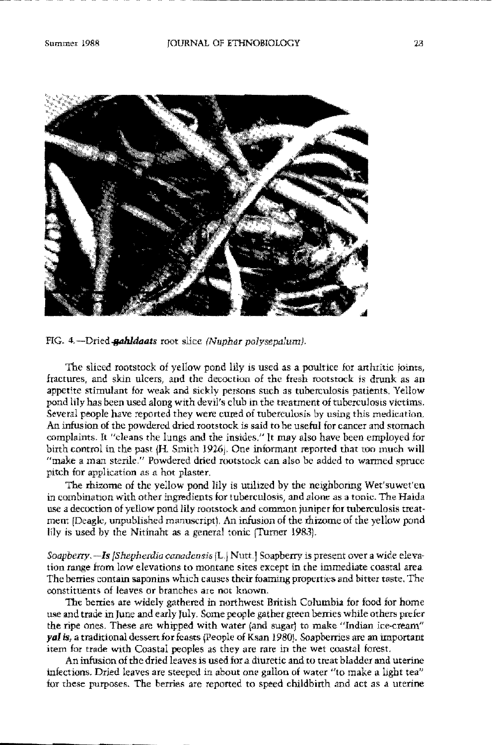FIG. 4.—Dried **gahldaats** root slice *(Nuphar polysepalum)*.

The sliced rootstock of yellow pond lily is used as a poultice for arthritic joints, fractures, and skin ulcers, and the decoction of the fresh rootstock is drunk as an appetite stimulant for weak and sickly persons such as tuberculosis patients. Yellow pond lily has been used along with devil's club in the treatment of tuberculosis victims. Several people have reported they were cured of tuberculosis by using this medication. An infusion of the powdered dried rootstock is said to be useful for cancer and stomach complaints. It "cleans the lungs and the insides." It may also have been employed for birth control in the past (H. Smith 1926). One informant reported that too much will "make a man sterile." Powdered dried rootstock can also be added to warmed spruce pitch for application as a hot plaster.

The rhizome of the yellow pond lily is utilized by the neighboring Wet'suwet'en in combination with other ingredients for tuberculosis, and alone as a tonic. The Haida use a decoction of yellow pond lily rootstock and common juniper for tuberculosis treatment (Deagle, unpublished manuscript). An infusion of the rhizome of the yellow pond lily is used by the Nitinaht as a general tonic (Turner 1983).

*Soapberry.*—***Is*** *[Shepherdia canadensis* (L.) Nutt.] Soapberry is present over a wide elevation range from low elevations to montane sites except in the immediate coastal area. The berries contain saponins which causes their foaming properties and bitter taste. The constituents of leaves or branches are not known.

The berries are widely gathered in northwest British Columbia for food for home use and trade in June and early July. Some people gather green berries while others prefer the ripe ones. These are whipped with water (and sugar) to make "Indian ice-cream" ***yal is***, a traditional dessert for feasts (People of Ksan 1980). Soapberries are an important item for trade with Coastal peoples as they are rare in the wet coastal forest.

An infusion of the dried leaves is used for a diuretic and to treat bladder and uterine infections. Dried leaves are steeped in about one gallon of water "to make a light tea" for these purposes. The berries are reported to speed childbirth and act as a uterine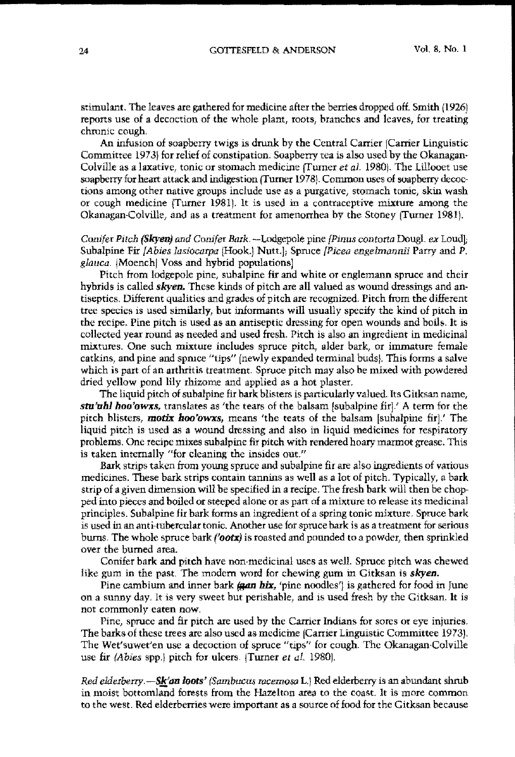stimulant. The leaves are gathered for medicine after the berries dropped off. Smith (1926) reports use of a decoction of the whole plant, roots, branches and leaves, for treating chronic cough.

An infusion of soapberry twigs is drunk by the Central Carrier (Carrier Linguistic Committee 1973) for relief of constipation. Soapberry tea is also used by the Okanagan-Colville as a laxative, tonic or stomach medicine (Turner *et al.* 1980). The Lillooet use soapberry for heart attack and indigestion (Turner 1978). Common uses of soapberry decoctions among other native groups include use as a purgative, stomach tonic, skin wash or cough medicine (Turner 1981). It is used in a contraceptive mixture among the Okanagan-Colville, and as a treatment for amenorrhea by the Stoney (Turner 1981).

*Conifer Pitch* ***(Skyen)*** *and Conifer Bark.*—Lodgepole pine [*Pinus contorta* Dougl. *ex* Loud]; Subalpine Fir [*Abies lasiocarpa* (Hook.) Nutt.]; Spruce [*Picea engelmannii* Parry and *P. glauca.* (Moench) Voss and hybrid populations]

Pitch from lodgepole pine, subalpine fir and white or englemann spruce and their hybrids is called ***skyen.*** These kinds of pitch are all valued as wound dressings and antiseptics. Different qualities and grades of pitch are recognized. Pitch from the different tree species is used similarly, but informants will usually specify the kind of pitch in the recipe. Pine pitch is used as an antiseptic dressing for open wounds and boils. It is collected year round as needed and used fresh. Pitch is also an ingredient in medicinal mixtures. One such mixture includes spruce pitch, alder bark, or immature female catkins, and pine and spruce "tips" (newly expanded terminal buds). This forms a salve which is part of an arthritis treatment. Spruce pitch may also be mixed with powdered dried yellow pond lily rhizome and applied as a hot plaster.

The liquid pitch of subalpine fir bark blisters is particularly valued. Its Gitksan name, ***stu'uhl hoo'owxs,*** translates as 'the tears of the balsam [subalpine fir].' A term for the pitch blisters, ***motix hoo'owxs,*** means 'the teats of the balsam [subalpine fir].' The liquid pitch is used as a wound dressing and also in liquid medicines for respiratory problems. One recipe mixes subalpine fir pitch with rendered hoary marmot grease. This is taken internally "for cleaning the insides out."

Bark strips taken from young spruce and subalpine fir are also ingredients of various medicines. These bark strips contain tannins as well as a lot of pitch. Typically, a bark strip of a given dimension will be specified in a recipe. The fresh bark will then be chopped into pieces and boiled or steeped alone or as part of a mixture to release its medicinal principles. Subalpine fir bark forms an ingredient of a spring tonic mixture. Spruce bark is used in an anti-tubercular tonic. Another use for spruce bark is as a treatment for serious burns. The whole spruce bark ***('ootx)*** is roasted and pounded to a powder, then sprinkled over the burned area.

Conifer bark and pitch have non-medicinal uses as well. Spruce pitch was chewed like gum in the past. The modern word for chewing gum in Gitksan is ***skyen.***

Pine cambium and inner bark ***(gan hix,*** 'pine noodles') is gathered for food in June on a sunny day. It is very sweet but perishable, and is used fresh by the Gitksan. It is not commonly eaten now.

Pine, spruce and fir pitch are used by the Carrier Indians for sores or eye injuries. The barks of these trees are also used as medicine (Carrier Linguistic Committee 1973). The Wet'suwet'en use a decoction of spruce "tips" for cough. The Okanagan-Colville use fir (*Abies* spp.) pitch for ulcers. (Turner *et al.* 1980).

*Red elderberry.*—***Sk'an loots'*** (*Sambucus racemosa* L.) Red elderberry is an abundant shrub in moist bottomland forests from the Hazelton area to the coast. It is more common to the west. Red elderberries were important as a source of food for the Gitksan because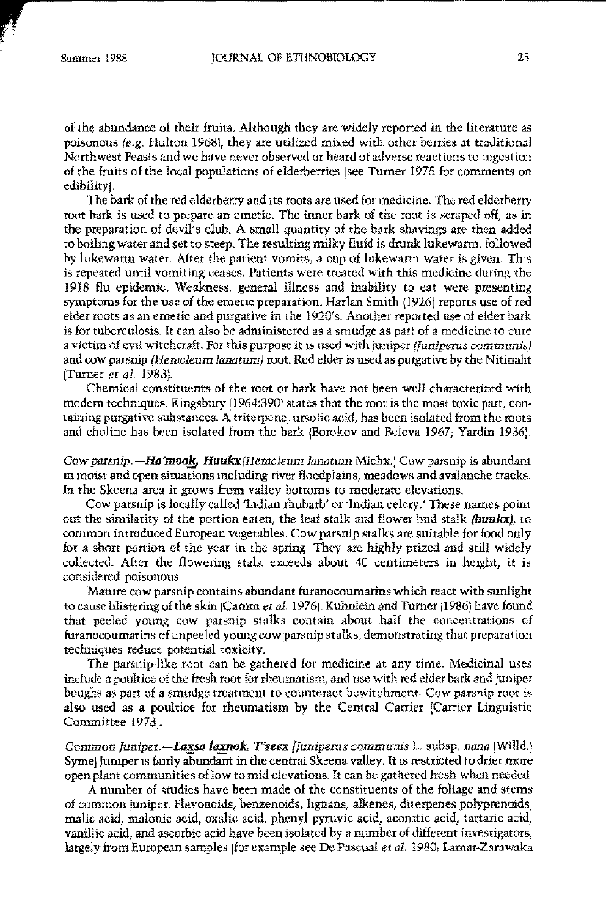of the abundance of their fruits. Although they are widely reported in the literature as poisonous (*e.g.* Hulton 1968), they are utilized mixed with other berries at traditional Northwest Feasts and we have never observed or heard of adverse reactions to ingestion of the fruits of the local populations of elderberries (see Turner 1975 for comments on edibility).

The bark of the red elderberry and its roots are used for medicine. The red elderberry root bark is used to prepare an emetic. The inner bark of the root is scraped off, as in the preparation of devil's club. A small quantity of the bark shavings are then added to boiling water and set to steep. The resulting milky fluid is drunk lukewarm, followed by lukewarm water. After the patient vomits, a cup of lukewarm water is given. This is repeated until vomiting ceases. Patients were treated with this medicine during the 1918 flu epidemic. Weakness, general illness and inability to eat were presenting symptoms for the use of the emetic preparation. Harlan Smith (1926) reports use of red elder roots as an emetic and purgative in the 1920's. Another reported use of elder bark is for tuberculosis. It can also be administered as a smudge as part of a medicine to cure a victim of evil witchcraft. For this purpose it is used with juniper (*Juniperus communis*) and cow parsnip (*Heracleum lanatum*) root. Red elder is used as purgative by the Nitinaht (Turner *et al.* 1983).

Chemical constituents of the root or bark have not been well characterized with modern techniques. Kingsbury (1964:390) states that the root is the most toxic part, containing purgative substances. A triterpene, ursolic acid, has been isolated from the roots and choline has been isolated from the bark (Borokov and Belova 1967; Yardin 1936).

*Cow parsnip.*—***Ha'mook̲, Huukx*** (*Heracleum lanatum* Michx.) Cow parsnip is abundant in moist and open situations including river floodplains, meadows and avalanche tracks. In the Skeena area it grows from valley bottoms to moderate elevations.

Cow parsnip is locally called 'Indian rhubarb' or 'Indian celery.' These names point out the similarity of the portion eaten, the leaf stalk and flower bud stalk (***huukx***), to common introduced European vegetables. Cow parsnip stalks are suitable for food only for a short portion of the year in the spring. They are highly prized and still widely collected. After the flowering stalk exceeds about 40 centimeters in height, it is considered poisonous.

Mature cow parsnip contains abundant furanocoumarins which react with sunlight to cause blistering of the skin (Camm *et al.* 1976). Kuhnlein and Turner (1986) have found that peeled young cow parsnip stalks contain about half the concentrations of furanocoumarins of unpeeled young cow parsnip stalks, demonstrating that preparation techniques reduce potential toxicity.

The parsnip-like root can be gathered for medicine at any time. Medicinal uses include a poultice of the fresh root for rheumatism, and use with red elder bark and juniper boughs as part of a smudge treatment to counteract bewitchment. Cow parsnip root is also used as a poultice for rheumatism by the Central Carrier (Carrier Linguistic Committee 1973).

*Common Juniper.*—***Lax̲sa lax̲nok, T'seex*** (*Juniperus communis* L. subsp. *nana* (Willd.) Syme) Juniper is fairly abundant in the central Skeena valley. It is restricted to drier more open plant communities of low to mid elevations. It can be gathered fresh when needed.

A number of studies have been made of the constituents of the foliage and stems of common juniper. Flavonoids, benzenoids, lignans, alkenes, diterpenes polyprenoids, malic acid, malonic acid, oxalic acid, phenyl pyruvic acid, aconitic acid, tartaric acid, vanillic acid, and ascorbic acid have been isolated by a number of different investigators, largely from European samples (for example see De Pascual *et al.* 1980; Lamar-Zarawaka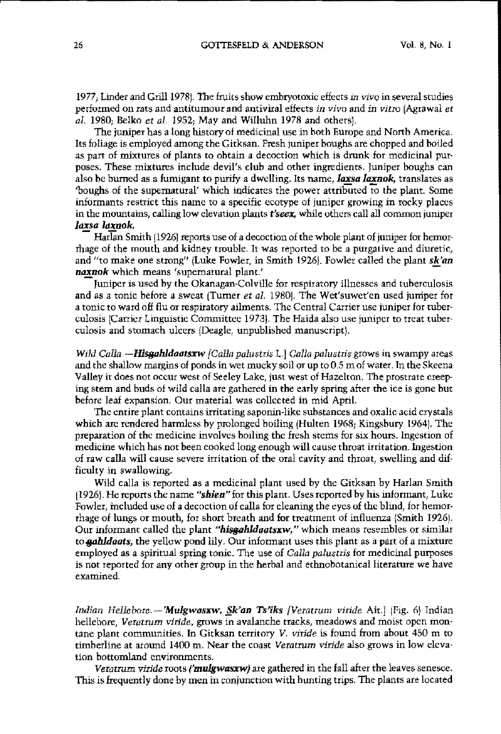1977; Linder and Grill 1978). The fruits show embryotoxic effects *in vivo* in several studies performed on rats and antitumour and antiviral effects *in vivo* and *in vitro* (Agrawal *et al.* 1980; Belko *et al.* 1952; May and Willuhn 1978 and others).

The juniper has a long history of medicinal use in both Europe and North America. Its foliage is employed among the Gitksan. Fresh juniper boughs are chopped and boiled as part of mixtures of plants to obtain a decoction which is drunk for medicinal purposes. These mixtures include devil's club and other ingredients. Juniper boughs can also be burned as a fumigant to purify a dwelling. Its name, ***laxsa laxnok***, translates as 'boughs of the supernatural' which indicates the power attributed to the plant. Some informants restrict this name to a specific ecotype of juniper growing in rocky places in the mountains, calling low elevation plants ***t'seex***, while others call all common juniper ***laxsa laxnok***.

Harlan Smith (1926) reports use of a decoction of the whole plant of juniper for hemorrhage of the mouth and kidney trouble. It was reported to be a purgative and diuretic, and "to make one strong" (Luke Fowler, in Smith 1926). Fowler called the plant ***sk'an naxnok*** which means 'supernatural plant.'

Juniper is used by the Okanagan-Colville for respiratory illnesses and tuberculosis and as a tonic before a sweat (Turner *et al.* 1980). The Wet'suwet'en used juniper for a tonic to ward off flu or respiratory ailments. The Central Carrier use juniper for tuberculosis (Carrier Linguistic Committee 1973). The Haida also use juniper to treat tuberculosis and stomach ulcers (Deagle, unpublished manuscript).

*Wild Calla.*—***Hisgahldaatsxw*** [*Calla palustris* L.] *Calla palustris* grows in swampy areas and the shallow margins of ponds in wet mucky soil or up to 0.5 m of water. In the Skeena Valley it does not occur west of Seeley Lake, just west of Hazelton. The prostrate creeping stem and buds of wild calla are gathered in the early spring after the ice is gone but before leaf expansion. Our material was collected in mid April.

The entire plant contains irritating saponin-like substances and oxalic acid crystals which are rendered harmless by prolonged boiling (Hulten 1968; Kingsbury 1964). The preparation of the medicine involves boiling the fresh stems for six hours. Ingestion of medicine which has not been cooked long enough will cause throat irritation. Ingestion of raw calla will cause severe irritation of the oral cavity and throat, swelling and difficulty in swallowing.

Wild calla is reported as a medicinal plant used by the Gitksan by Harlan Smith (1926). He reports the name ***"shien"*** for this plant. Uses reported by his informant, Luke Fowler, included use of a decoction of calla for cleaning the eyes of the blind, for hemorrhage of lungs or mouth, for short breath and for treatment of influenza (Smith 1926). Our informant called the plant ***"hisgahldaatsxw,"*** which means resembles or similar to ***gahldaats***, the yellow pond lily. Our informant uses this plant as a part of a mixture employed as a spiritual spring tonic. The use of *Calla palustris* for medicinal purposes is not reported for any other group in the herbal and ethnobotanical literature we have examined.

*Indian Hellebore.*—***'Mulgwasxw, Sk'an Ts'iks*** [*Veratrum viride* Ait.] (Fig. 6) Indian hellebore, *Veratrum viride*, grows in avalanche tracks, meadows and moist open montane plant communities. In Gitksan territory *V. viride* is found from about 450 m to timberline at around 1400 m. Near the coast *Veratrum viride* also grows in low elevation bottomland environments.

*Veratrum viride* roots (***'mulgwasxw***) are gathered in the fall after the leaves senesce. This is frequently done by men in conjunction with hunting trips. The plants are located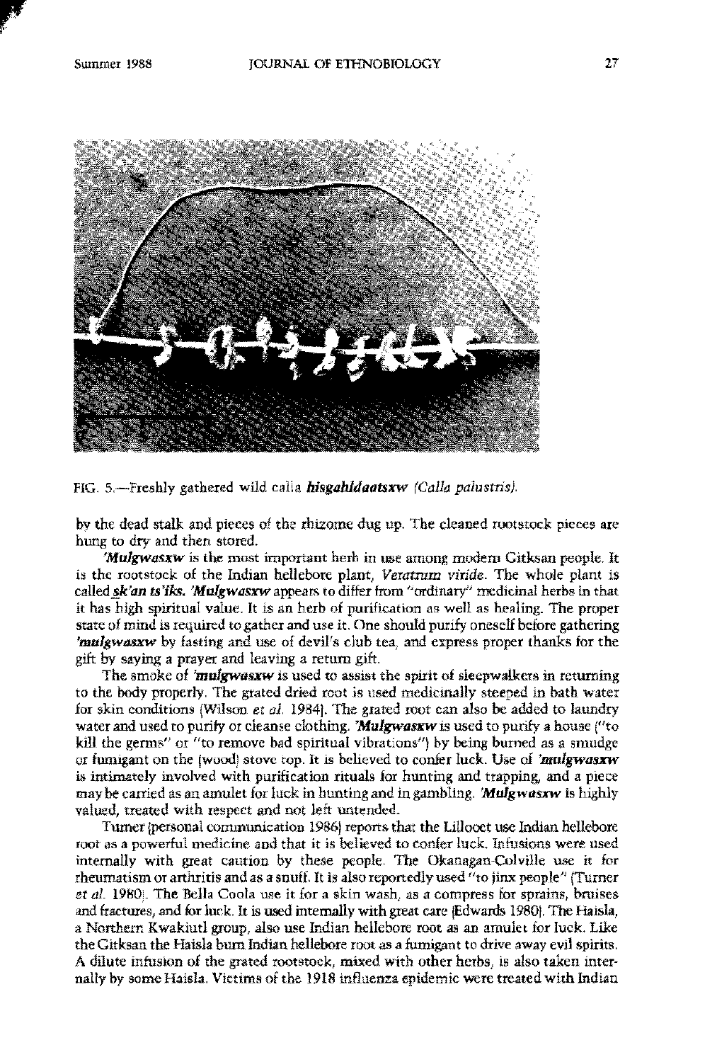FIG. 5.—Freshly gathered wild calla ***hisgahldaatsxw*** *(Calla palustris).*

by the dead stalk and pieces of the rhizome dug up. The cleaned rootstock pieces are hung to dry and then stored.

***'Mulgwasxw*** is the most important herb in use among modern Gitksan people. It is the rootstock of the Indian hellebore plant, *Veratrum viride.* The whole plant is called ***sk'an ts'iks. 'Mulgwasxw*** appears to differ from "ordinary" medicinal herbs in that it has high spiritual value. It is an herb of purification as well as healing. The proper state of mind is required to gather and use it. One should purify oneself before gathering ***'mulgwasxw*** by fasting and use of devil's club tea, and express proper thanks for the gift by saying a prayer and leaving a return gift.

The smoke of ***'mulgwasxw*** is used to assist the spirit of sleepwalkers in returning to the body properly. The grated dried root is used medicinally steeped in bath water for skin conditions (Wilson *et al.* 1984). The grated root can also be added to laundry water and used to purify or cleanse clothing. ***'Mulgwasxw*** is used to purify a house ("to kill the germs" or "to remove bad spiritual vibrations") by being burned as a smudge or fumigant on the (wood) stove top. It is believed to confer luck. Use of ***'mulgwasxw*** is intimately involved with purification rituals for hunting and trapping, and a piece may be carried as an amulet for luck in hunting and in gambling. ***'Mulgwasxw*** is highly valued, treated with respect and not left untended.

Turner (personal communication 1986) reports that the Lillooet use Indian hellebore root as a powerful medicine and that it is believed to confer luck. Infusions were used internally with great caution by these people. The Okanagan-Colville use it for rheumatism or arthritis and as a snuff. It is also reportedly used "to jinx people" (Turner *et al.* 1980). The Bella Coola use it for a skin wash, as a compress for sprains, bruises and fractures, and for luck. It is used internally with great care (Edwards 1980). The Haisla, a Northern Kwakiutl group, also use Indian hellebore root as an amulet for luck. Like the Gitksan the Haisla burn Indian hellebore root as a fumigant to drive away evil spirits. A dilute infusion of the grated rootstock, mixed with other herbs, is also taken internally by some Haisla. Victims of the 1918 influenza epidemic were treated with Indian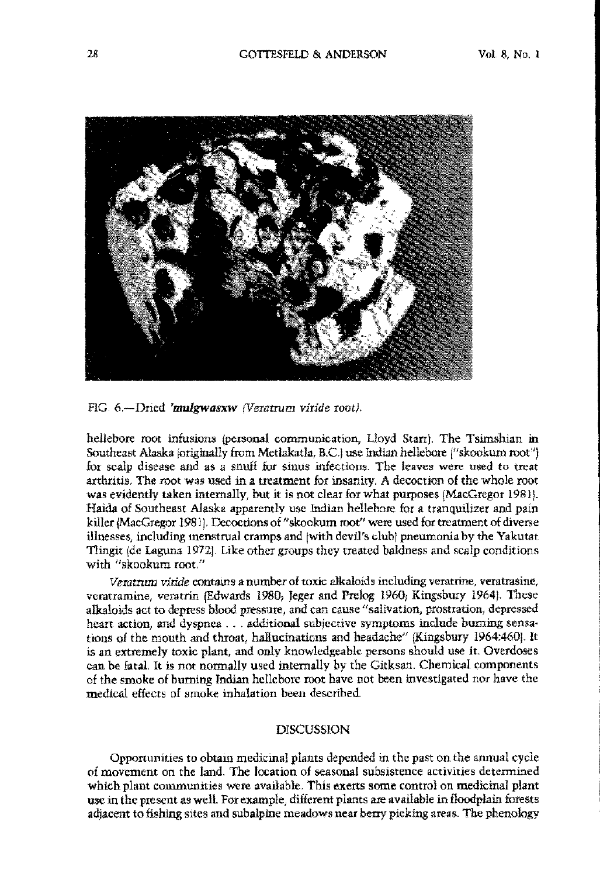FIG. 6.—Dried *'mulgwasxw* (*Veratrum viride* root).

hellebore root infusions (personal communication, Lloyd Starr). The Tsimshian in Southeast Alaska (originally from Metlakatla, B.C.) use Indian hellebore ("skookum root") for scalp disease and as a snuff for sinus infections. The leaves were used to treat arthritis. The root was used in a treatment for insanity. A decoction of the whole root was evidently taken internally, but it is not clear for what purposes (MacGregor 1981). Haida of Southeast Alaska apparently use Indian hellebore for a tranquilizer and pain killer (MacGregor 1981). Decoctions of "skookum root" were used for treatment of diverse illnesses, including menstrual cramps and (with devil's club) pneumonia by the Yakutat Tlingit (de Laguna 1972). Like other groups they treated baldness and scalp conditions with "skookum root."

*Veratrum viride* contains a number of toxic alkaloids including veratrine, veratrasine, veratramine, veratrin (Edwards 1980; Jeger and Prelog 1960; Kingsbury 1964). These alkaloids act to depress blood pressure, and can cause "salivation, prostration, depressed heart action, and dyspnea . . . additional subjective symptoms include burning sensations of the mouth and throat, hallucinations and headache" (Kingsbury 1964:460). It is an extremely toxic plant, and only knowledgeable persons should use it. Overdoses can be fatal. It is not normally used internally by the Gitksan. Chemical components of the smoke of burning Indian hellebore root have not been investigated nor have the medical effects of smoke inhalation been described.

## DISCUSSION

Opportunities to obtain medicinal plants depended in the past on the annual cycle of movement on the land. The location of seasonal subsistence activities determined which plant communities were available. This exerts some control on medicinal plant use in the present as well. For example, different plants are available in floodplain forests adjacent to fishing sites and subalpine meadows near berry picking areas. The phenology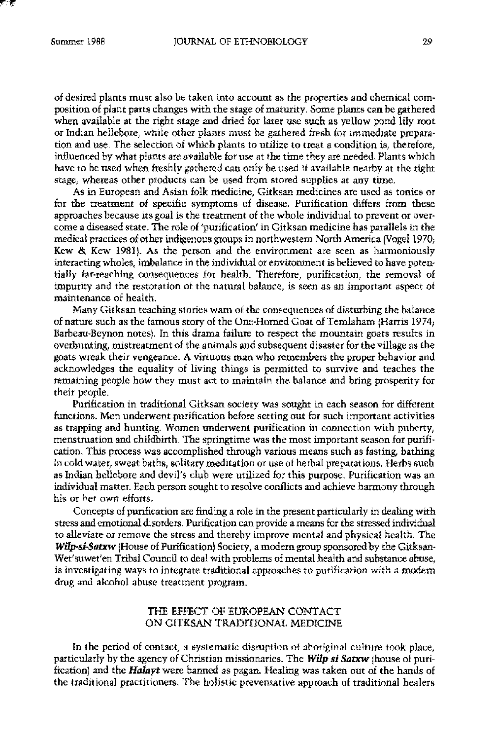of desired plants must also be taken into account as the properties and chemical composition of plant parts changes with the stage of maturity. Some plants can be gathered when available at the right stage and dried for later use such as yellow pond lily root or Indian hellebore, while other plants must be gathered fresh for immediate preparation and use. The selection of which plants to utilize to treat a condition is, therefore, influenced by what plants are available for use at the time they are needed. Plants which have to be used when freshly gathered can only be used if available nearby at the right stage, whereas other products can be used from stored supplies at any time.

As in European and Asian folk medicine, Gitksan medicines are used as tonics or for the treatment of specific symptoms of disease. Purification differs from these approaches because its goal is the treatment of the whole individual to prevent or overcome a diseased state. The role of 'purification' in Gitksan medicine has parallels in the medical practices of other indigenous groups in northwestern North America (Vogel 1970; Kew & Kew 1981). As the person and the environment are seen as harmoniously interacting wholes, imbalance in the individual or environment is believed to have potentially far-reaching consequences for health. Therefore, purification, the removal of impurity and the restoration of the natural balance, is seen as an important aspect of maintenance of health.

Many Gitksan teaching stories warn of the consequences of disturbing the balance of nature such as the famous story of the One-Horned Goat of Temlaham (Harris 1974; Barbeau-Beynon notes). In this drama failure to respect the mountain goats results in overhunting, mistreatment of the animals and subsequent disaster for the village as the goats wreak their vengeance. A virtuous man who remembers the proper behavior and acknowledges the equality of living things is permitted to survive and teaches the remaining people how they must act to maintain the balance and bring prosperity for their people.

Purification in traditional Gitksan society was sought in each season for different functions. Men underwent purification before setting out for such important activities as trapping and hunting. Women underwent purification in connection with puberty, menstruation and childbirth. The springtime was the most important season for purification. This process was accomplished through various means such as fasting, bathing in cold water, sweat baths, solitary meditation or use of herbal preparations. Herbs such as Indian hellebore and devil's club were utilized for this purpose. Purification was an individual matter. Each person sought to resolve conflicts and achieve harmony through his or her own efforts.

Concepts of purification are finding a role in the present particularly in dealing with stress and emotional disorders. Purification can provide a means for the stressed individual to alleviate or remove the stress and thereby improve mental and physical health. The ***Wilp-si-Satxw*** (House of Purification) Society, a modern group sponsored by the Gitksan-Wet'suwet'en Tribal Council to deal with problems of mental health and substance abuse, is investigating ways to integrate traditional approaches to purification with a modern drug and alcohol abuse treatment program.

## THE EFFECT OF EUROPEAN CONTACT ON GITKSAN TRADITIONAL MEDICINE

In the period of contact, a systematic disruption of aboriginal culture took place, particularly by the agency of Christian missionaries. The ***Wilp si Satxw*** (house of purification) and the ***Halayt*** were banned as pagan. Healing was taken out of the hands of the traditional practitioners. The holistic preventative approach of traditional healers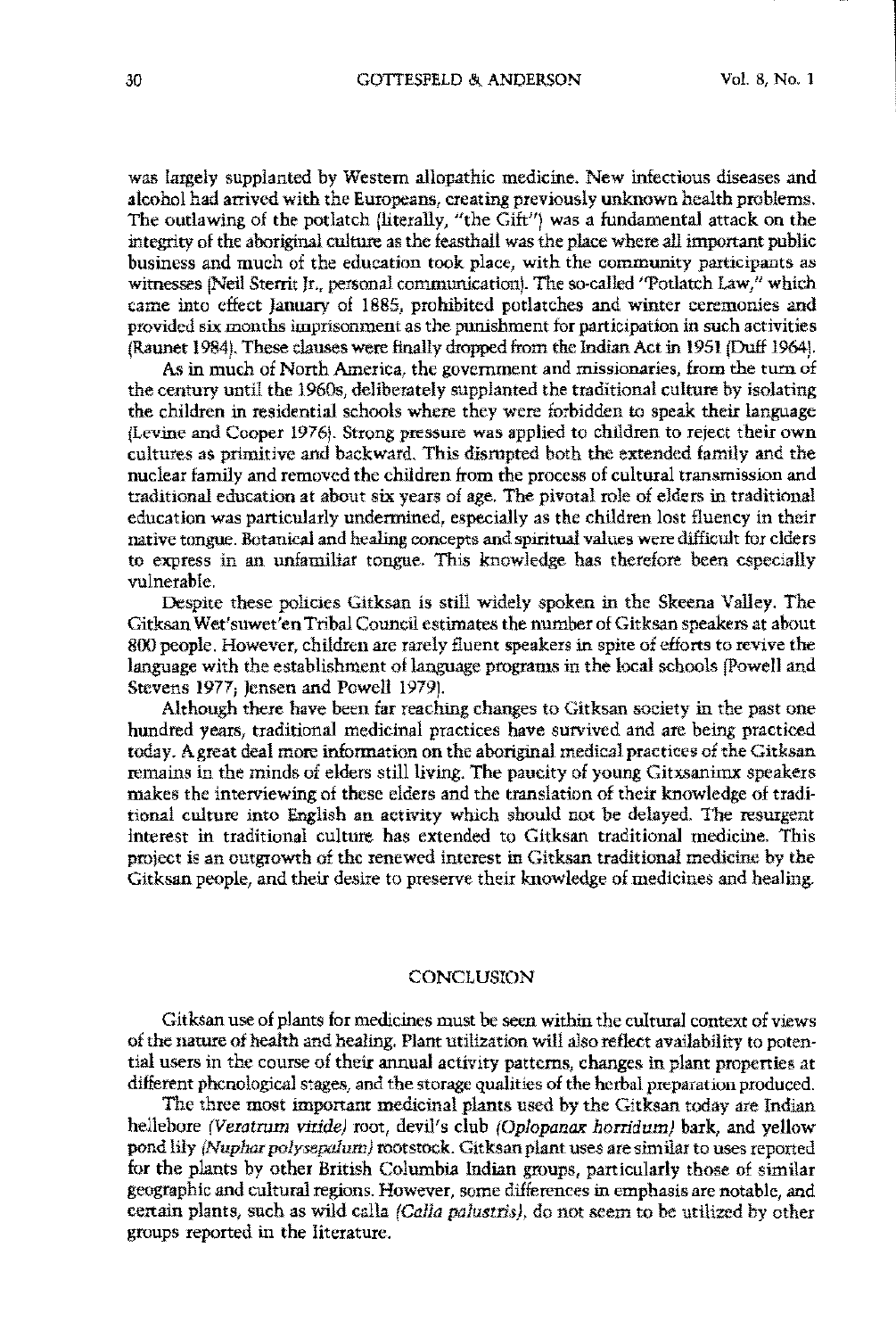was largely supplanted by Western allopathic medicine. New infectious diseases and alcohol had arrived with the Europeans, creating previously unknown health problems. The outlawing of the potlatch (literally, "the Gift") was a fundamental attack on the integrity of the aboriginal culture as the feasthall was the place where all important public business and much of the education took place, with the community participants as witnesses (Neil Sterrit Jr., personal communication). The so-called "Potlatch Law," which came into effect January of 1885, prohibited potlatches and winter ceremonies and provided six months imprisonment as the punishment for participation in such activities (Raunet 1984). These clauses were finally dropped from the Indian Act in 1951 (Duff 1964).

As in much of North America, the government and missionaries, from the turn of the century until the 1960s, deliberately supplanted the traditional culture by isolating the children in residential schools where they were forbidden to speak their language (Levine and Cooper 1976). Strong pressure was applied to children to reject their own cultures as primitive and backward. This disrupted both the extended family and the nuclear family and removed the children from the process of cultural transmission and traditional education at about six years of age. The pivotal role of elders in traditional education was particularly undermined, especially as the children lost fluency in their native tongue. Botanical and healing concepts and spiritual values were difficult for elders to express in an unfamiliar tongue. This knowledge has therefore been especially vulnerable.

Despite these policies Gitksan is still widely spoken in the Skeena Valley. The Gitksan Wet'suwet'en Tribal Council estimates the number of Gitksan speakers at about 800 people. However, children are rarely fluent speakers in spite of efforts to revive the language with the establishment of language programs in the local schools (Powell and Stevens 1977; Jensen and Powell 1979).

Although there have been far reaching changes to Gitksan society in the past one hundred years, traditional medicinal practices have survived and are being practiced today. A great deal more information on the aboriginal medical practices of the Gitksan remains in the minds of elders still living. The paucity of young Gitxsanimx speakers makes the interviewing of these elders and the translation of their knowledge of traditional culture into English an activity which should not be delayed. The resurgent interest in traditional culture has extended to Gitksan traditional medicine. This project is an outgrowth of the renewed interest in Gitksan traditional medicine by the Gitksan people, and their desire to preserve their knowledge of medicines and healing.

## CONCLUSION

Gitksan use of plants for medicines must be seen within the cultural context of views of the nature of health and healing. Plant utilization will also reflect availability to potential users in the course of their annual activity patterns, changes in plant properties at different phenological stages, and the storage qualities of the herbal preparation produced.

The three most important medicinal plants used by the Gitksan today are Indian hellebore *(Veratrum viride)* root, devil's club *(Oplopanax horridum)* bark, and yellow pond lily *(Nuphar polysepalum)* rootstock. Gitksan plant uses are similar to uses reported for the plants by other British Columbia Indian groups, particularly those of similar geographic and cultural regions. However, some differences in emphasis are notable, and certain plants, such as wild calla *(Calla palustris)*, do not seem to be utilized by other groups reported in the literature.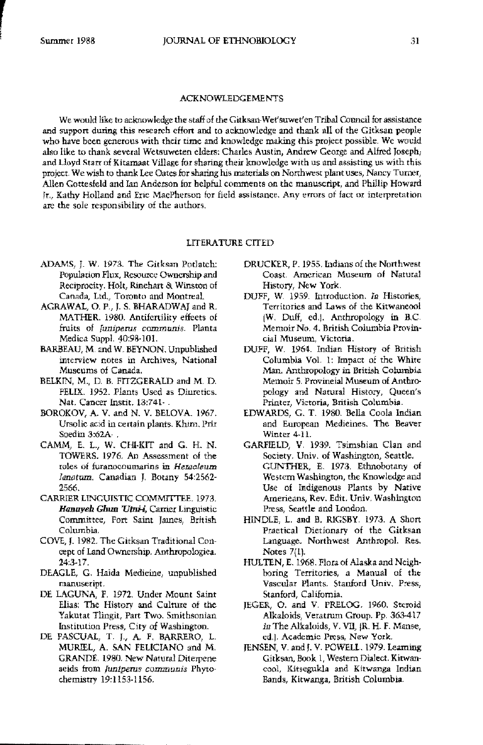## ACKNOWLEDGEMENTS

We would like to acknowledge the staff of the Gitksan-Wet'suwet'en Tribal Council for assistance and support during this research effort and to acknowledge and thank all of the Gitksan people who have been generous with their time and knowledge making this project possible. We would also like to thank several Wetsuweten elders: Charles Austin, Andrew George and Alfred Joseph; and Lloyd Starr of Kitamaat Village for sharing their knowledge with us and assisting us with this project. We wish to thank Lee Oates for sharing his materials on Northwest plant uses, Nancy Turner, Allen Gottesfeld and Ian Anderson for helpful comments on the manuscript, and Phillip Howard Jr., Kathy Holland and Eric MacPherson for field assistance. Any errors of fact or interpretation are the sole responsibility of the authors.

## LITERATURE CITED

ADAMS, J. W. 1973. The Gitksan Potlatch: Population Flux, Resource Ownership and Reciprocity. Holt, Rinehart & Winston of Canada, Ltd., Toronto and Montreal.

AGRAWAL, O. P., J. S. BHARADWAJ and R. MATHER. 1980. Antifertility effects of fruits of *Juniperus communis*. Planta Medica Suppl. 40:98-101.

BARBEAU, M. and W. BEYNON. Unpublished interview notes in Archives, National Museums of Canada.

BELKIN, M., D. B. FITZGERALD and M. D. FELIX. 1952. Plants Used as Diuretics. Nat. Cancer Instit. 13:741- .

BOROKOV, A. V. and N. V. BELOVA. 1967. Ursolic acid in certain plants. Khim. Prir Soedin 3:62A- .

CAMM, E. L., W. CHI-KIT and G. H. N. TOWERS. 1976. An Assessment of the roles of furanocoumarins in *Heracleum lanatum*. Canadian J. Botany 54:2562-2566.

CARRIER LINGUISTIC COMMITTEE. 1973. ***Hanuyeh Ghun 'Utni-i***, Carrier Linguistic Committee, Fort Saint James, British Columbia.

COVE, J. 1982. The Gitksan Traditional Concept of Land Ownership. Anthropologica. 24:3-17.

DEAGLE, G. Haida Medicine, unpublished manuscript.

DE LAGUNA, F. 1972. Under Mount Saint Elias: The History and Culture of the Yakutat Tlingit, Part Two. Smithsonian Institution Press, City of Washington.

DE PASCUAL, T. J., A. F. BARRERO, L. MURIEL, A. SAN FELICIANO and M. GRANDE. 1980. New Natural Diterpene acids from *Juniperus communis* Phytochemistry 19:1153-1156.

DRUCKER, P. 1955. Indians of the Northwest Coast. American Museum of Natural History, New York.

DUFF, W. 1959. Introduction. *In* Histories, Territories and Laws of the Kitwancool (W. Duff, ed.). Anthropology in B.C. Memoir No. 4. British Columbia Provincial Museum, Victoria.

DUFF, W. 1964. Indian History of British Columbia Vol. 1: Impact of the White Man. Anthropology in British Columbia Memoir 5. Provincial Museum of Anthropology and Natural History, Queen's Printer, Victoria, British Columbia.

EDWARDS, G. T. 1980. Bella Coola Indian and European Medicines. The Beaver Winter 4-11.

GARFIELD, V. 1939. Tsimshian Clan and Society. Univ. of Washington, Seattle.

GUNTHER, E. 1973. Ethnobotany of Western Washington, the Knowledge and Use of Indigenous Plants by Native Americans, Rev. Edit. Univ. Washington Press, Seattle and London.

HINDLE, L. and B. RIGSBY. 1973. A Short Practical Dictionary of the Gitksan Language. Northwest Anthropol. Res. Notes 7(1).

HULTEN, E. 1968. Flora of Alaska and Neighboring Territories, a Manual of the Vascular Plants. Stanford Univ. Press, Stanford, California.

JEGER, O. and V. PRELOG. 1960. Steroid Alkaloids, Veratrum Group. Pp. 363-417 *in* The Alkaloids, V. VII, (R. H. F. Manse, ed.). Academic Press, New York.

JENSEN, V. and J. V. POWELL. 1979. Learning Gitksan, Book 1, Western Dialect. Kitwancool, Kitsegukla and Kitwanga Indian Bands, Kitwanga, British Columbia.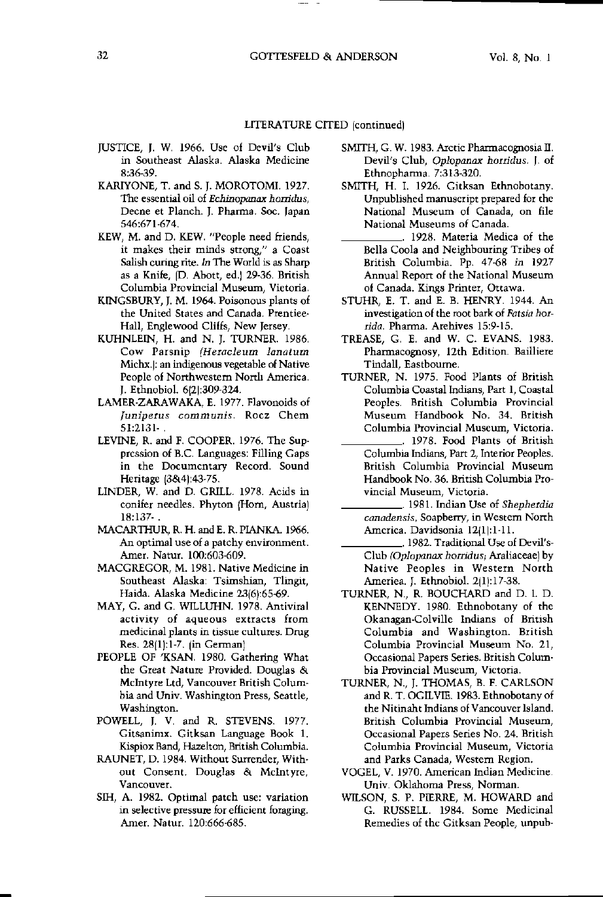## LITERATURE CITED (continued)

JUSTICE, J. W. 1966. Use of Devil's Club in Southeast Alaska. Alaska Medicine 8:36-39.

KARIYONE, T. and S. J. MOROTOMI. 1927. The essential oil of *Echinopanax horridus*, Decne et Planch. J. Pharma. Soc. Japan 546:671-674.

KEW, M. and D. KEW. "People need friends, it makes their minds strong," a Coast Salish curing rite. *In* The World is as Sharp as a Knife, (D. Abott, ed.) 29-36. British Columbia Provincial Museum, Victoria.

KINGSBURY, J. M. 1964. Poisonous plants of the United States and Canada. Prentiee-Hall, Englewood Cliffs, New Jersey.

KUHNLEIN, H. and N. J. TURNER. 1986. Cow Parsnip (*Heracleum lanatum* Michx.): an indigenous vegetable of Native People of Northwestern North America. J. Ethnobiol. 6(2):309-324.

LAMER-ZARAWAKA, E. 1977. Flavonoids of *Juniperus communis*. Rocz Chem 51:2131- .

LEVINE, R. and F. COOPER. 1976. The Suppression of B.C. Languages: Filling Gaps in the Documentary Record. Sound Heritage (3&4):43-75.

LINDER, W. and D. GRILL. 1978. Acids in conifer needles. Phyton (Horn, Austria) 18:137- .

MACARTHUR, R. H. and E. R. PIANKA. 1966. An optimal use of a patchy environment. Amer. Natur. 100:603-609.

MACGREGOR, M. 1981. Native Medicine in Southeast Alaska: Tsimshian, Tlingit, Haida. Alaska Medicine 23(6):65-69.

MAY, G. and G. WILLUHN. 1978. Antiviral activity of aqueous extracts from medicinal plants in tissue cultures. Drug Res. 28(1):1-7. (in German)

PEOPLE OF 'KSAN. 1980. Gathering What the Great Nature Provided. Douglas & McIntyre Ltd, Vancouver British Columbia and Univ. Washington Press, Seattle, Washington.

POWELL, J. V. and R. STEVENS. 1977. Gitsanimx. Gitksan Language Book 1. Kispiox Band, Hazelton, British Columbia.

RAUNET, D. 1984. Without Surrender, Without Consent. Douglas & McIntyre, Vancouver.

SIH, A. 1982. Optimal patch use: variation in selective pressure for efficient foraging. Amer. Natur. 120:666-685.

SMITH, G. W. 1983. Arctic Pharmacognosia II. Devil's Club, *Oplopanax horridus*. J. of Ethnopharma. 7:313-320.

SMITH, H. I. 1926. Gitksan Ethnobotany. Unpublished manuscript prepared for the National Museum of Canada, on file National Museums of Canada.

__________. 1928. Materia Medica of the Bella Coola and Neighbouring Tribes of British Columbia. Pp. 47-68 *in* 1927 Annual Report of the National Museum of Canada. Kings Printer, Ottawa.

STUHR, E. T. and E. B. HENRY. 1944. An investigation of the root bark of *Fatsia horrida*. Pharma. Arehives 15:9-15.

TREASE, G. E. and W. C. EVANS. 1983. Pharmacognosy, 12th Edition. Bailliere Tindall, Eastbourne.

TURNER, N. 1975. Food Plants of British Columbia Coastal Indians, Part 1, Coastal Peoples. British Columbia Provincial Museum Handbook No. 34. British Columbia Provincial Museum, Victoria.

__________. 1978. Food Plants of British Columbia Indians, Part 2, Interior Peoples. British Columbia Provincial Museum Handbook No. 36. British Columbia Provincial Museum, Victoria.

__________. 1981. Indian Use of *Shepherdia canadensis*, Soapberry, in Western North America. Davidsonia 12(1):1-11.

__________. 1982. Traditional Use of Devil's-Club (*Oplopanax horridus*; Araliaceae) by Native Peoples in Western North Ameriea. J. Ethnobiol. 2(1):17-38.

TURNER, N., R. BOUCHARD and D. I. D. KENNEDY. 1980. Ethnobotany of the Okanagan-Colville Indians of British Columbia and Washington. British Columbia Provincial Museum No. 21, Occasional Papers Series. British Columbia Provincial Museum, Victoria.

TURNER, N., J. THOMAS, B. F. CARLSON and R. T. OGILVIE. 1983. Ethnobotany of the Nitinaht Indians of Vancouver Island. British Columbia Provincial Museum, Occasional Papers Series No. 24. British Columbia Provincial Museum, Victoria and Parks Canada, Western Region.

VOGEL, V. 1970. American Indian Medicine. Univ. Oklahoma Press, Norman.

WILSON, S. P. PIERRE, M. HOWARD and G. RUSSELL. 1984. Some Medicinal Remedies of the Gitksan People, unpub-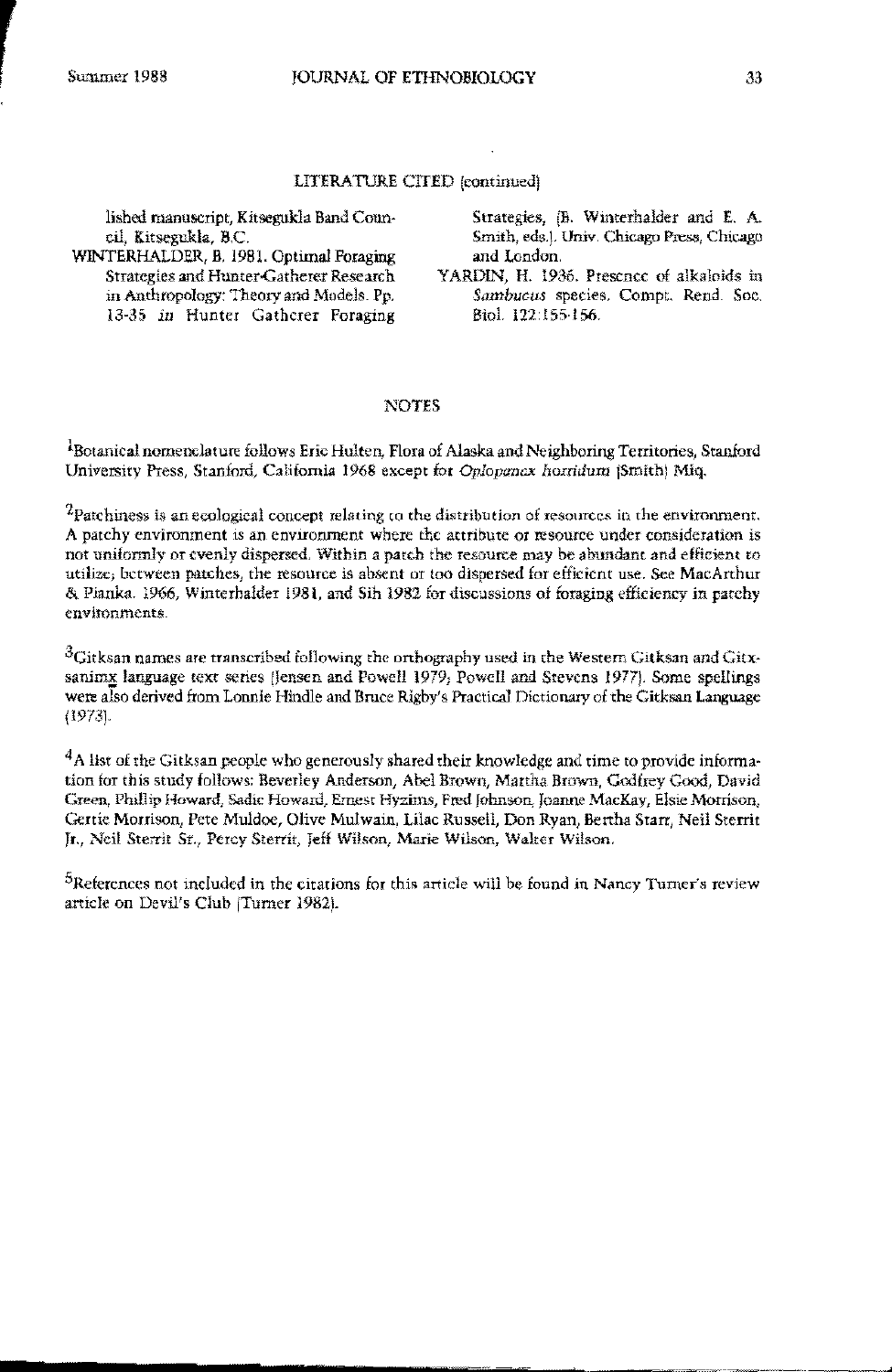LITERATURE CITED (continued)

lished manuscript, Kitsegukla Band Council, Kitsegukla, B.C.

WINTERHALDER, B. 1981. Optimal Foraging Strategies and Hunter-Gatherer Research in Anthropology: Theory and Models. Pp. 13-35 *in* Hunter Gatherer Foraging Strategies, (B. Winterhalder and E. A. Smith, eds.). Univ. Chicago Press, Chicago and London.

YARDIN, H. 1936. Presence of alkaloids in *Sambucus* species. Compt. Rend. Soc. Biol. 122:155-156.

## NOTES

[1]Botanical nomenclature follows Eric Hulten, Flora of Alaska and Neighboring Territories, Stanford University Press, Stanford, California 1968 except for *Oplopanax horridum* (Smith) Miq.

[2]Patchiness is an ecological concept relating to the distribution of resources in the environment. A patchy environment is an environment where the attribute or resource under consideration is not uniformly or evenly dispersed. Within a patch the resource may be abundant and efficient to utilize; between patches, the resource is absent or too dispersed for efficient use. See MacArthur & Pianka. 1966, Winterhalder 1981, and Sih 1982 for discussions of foraging efficiency in patchy environments.

[3]Gitksan names are transcribed following the orthography used in the Western Gitksan and Gitxsanimx̱ language text series (Jensen and Powell 1979; Powell and Stevens 1977). Some spellings were also derived from Lonnie Hindle and Bruce Rigby's Practical Dictionary of the Gitksan Language (1973).

[4]A list of the Gitksan people who generously shared their knowledge and time to provide information for this study follows: Beverley Anderson, Abel Brown, Martha Brown, Godfrey Good, David Green, Phillip Howard, Sadie Howard, Ernest Hyzims, Fred Johnson, Joanne MacKay, Elsie Morrison, Gertie Morrison, Pete Muldoe, Olive Mulwain, Lilac Russell, Don Ryan, Bertha Starr, Neil Sterrit Jr., Neil Sterrit Sr., Percy Sterrit, Jeff Wilson, Marie Wilson, Walter Wilson.

[5]References not included in the citations for this article will be found in Nancy Turner's review article on Devil's Club (Turner 1982).